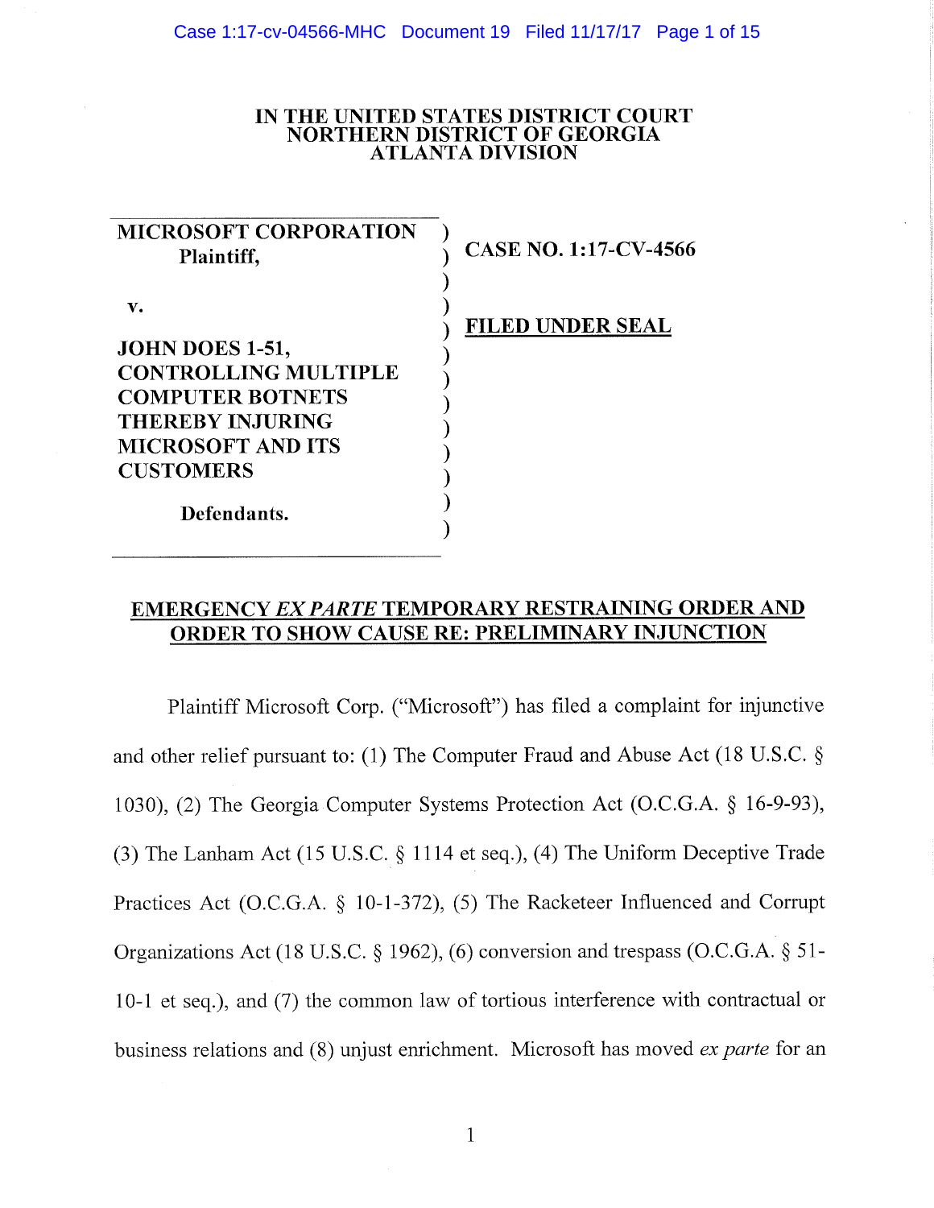**IN THE UNITED STATES DISTRICT COURT**
**NORTHERN DISTRICT OF GEORGIA**
**ATLANTA DIVISION**

| | |
|---|---|
| **MICROSOFT CORPORATION**<br>**Plaintiff,**<br><br>**v.**<br><br>**JOHN DOES 1-51, CONTROLLING MULTIPLE COMPUTER BOTNETS THEREBY INJURING MICROSOFT AND ITS CUSTOMERS**<br><br>**Defendants.** | **CASE NO. 1:17-CV-4566**<br><br>**FILED UNDER SEAL** |

## EMERGENCY *EX PARTE* TEMPORARY RESTRAINING ORDER AND ORDER TO SHOW CAUSE RE: PRELIMINARY INJUNCTION

Plaintiff Microsoft Corp. ("Microsoft") has filed a complaint for injunctive and other relief pursuant to: (1) The Computer Fraud and Abuse Act (18 U.S.C. § 1030), (2) The Georgia Computer Systems Protection Act (O.C.G.A. § 16-9-93), (3) The Lanham Act (15 U.S.C. § 1114 et seq.), (4) The Uniform Deceptive Trade Practices Act (O.C.G.A. § 10-1-372), (5) The Racketeer Influenced and Corrupt Organizations Act (18 U.S.C. § 1962), (6) conversion and trespass (O.C.G.A. § 51-10-1 et seq.), and (7) the common law of tortious interference with contractual or business relations and (8) unjust enrichment. Microsoft has moved *ex parte* for an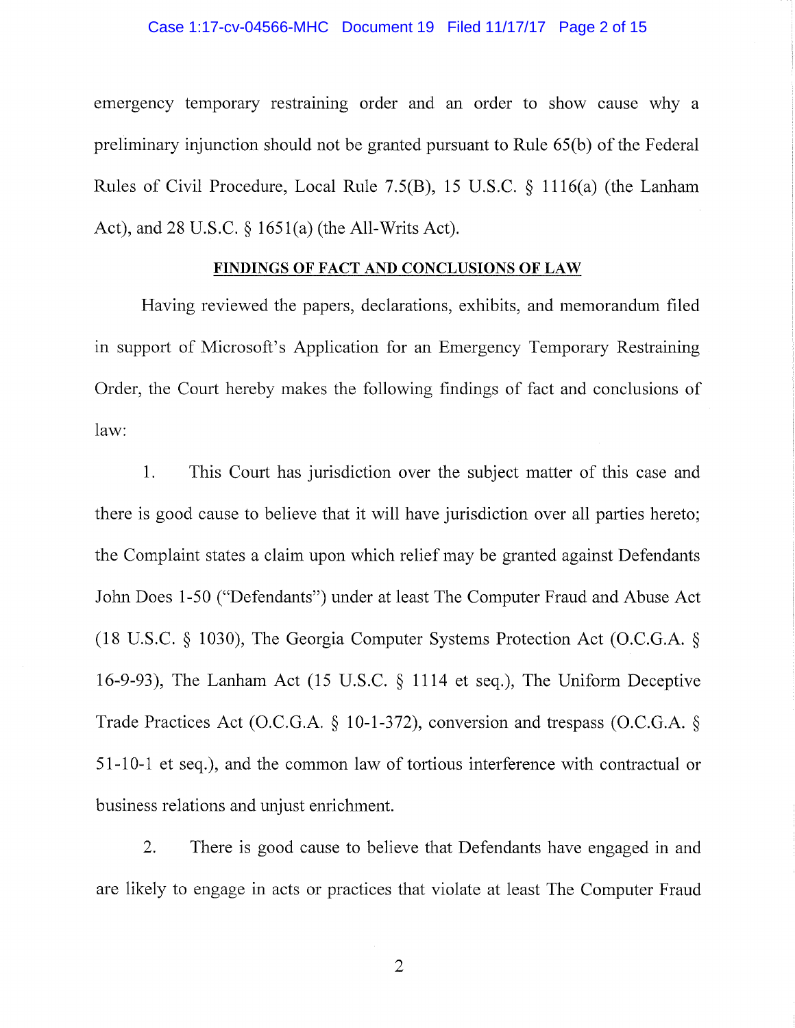emergency temporary restraining order and an order to show cause why a preliminary injunction should not be granted pursuant to Rule 65(b) of the Federal Rules of Civil Procedure, Local Rule 7.5(B), 15 U.S.C. § 1116(a) (the Lanham Act), and 28 U.S.C. § 1651(a) (the All-Writs Act).

**FINDINGS OF FACT AND CONCLUSIONS OF LAW**

Having reviewed the papers, declarations, exhibits, and memorandum filed in support of Microsoft's Application for an Emergency Temporary Restraining Order, the Court hereby makes the following findings of fact and conclusions of law:

1. This Court has jurisdiction over the subject matter of this case and there is good cause to believe that it will have jurisdiction over all parties hereto; the Complaint states a claim upon which relief may be granted against Defendants John Does 1-50 ("Defendants") under at least The Computer Fraud and Abuse Act (18 U.S.C. § 1030), The Georgia Computer Systems Protection Act (O.C.G.A. § 16-9-93), The Lanham Act (15 U.S.C. § 1114 et seq.), The Uniform Deceptive Trade Practices Act (O.C.G.A. § 10-1-372), conversion and trespass (O.C.G.A. § 51-10-1 et seq.), and the common law of tortious interference with contractual or business relations and unjust enrichment.

2. There is good cause to believe that Defendants have engaged in and are likely to engage in acts or practices that violate at least The Computer Fraud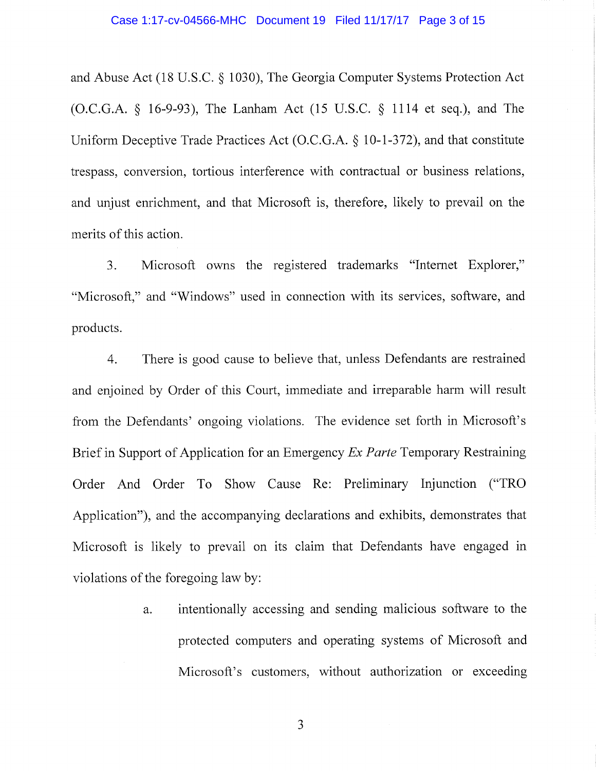and Abuse Act (18 U.S.C. § 1030), The Georgia Computer Systems Protection Act (O.C.G.A. § 16-9-93), The Lanham Act (15 U.S.C. § 1114 et seq.), and The Uniform Deceptive Trade Practices Act (O.C.G.A. § 10-1-372), and that constitute trespass, conversion, tortious interference with contractual or business relations, and unjust enrichment, and that Microsoft is, therefore, likely to prevail on the merits of this action.

3. Microsoft owns the registered trademarks "Internet Explorer," "Microsoft," and "Windows" used in connection with its services, software, and products.

4. There is good cause to believe that, unless Defendants are restrained and enjoined by Order of this Court, immediate and irreparable harm will result from the Defendants' ongoing violations. The evidence set forth in Microsoft's Brief in Support of Application for an Emergency *Ex Parte* Temporary Restraining Order And Order To Show Cause Re: Preliminary Injunction ("TRO Application"), and the accompanying declarations and exhibits, demonstrates that Microsoft is likely to prevail on its claim that Defendants have engaged in violations of the foregoing law by:

a. intentionally accessing and sending malicious software to the protected computers and operating systems of Microsoft and Microsoft's customers, without authorization or exceeding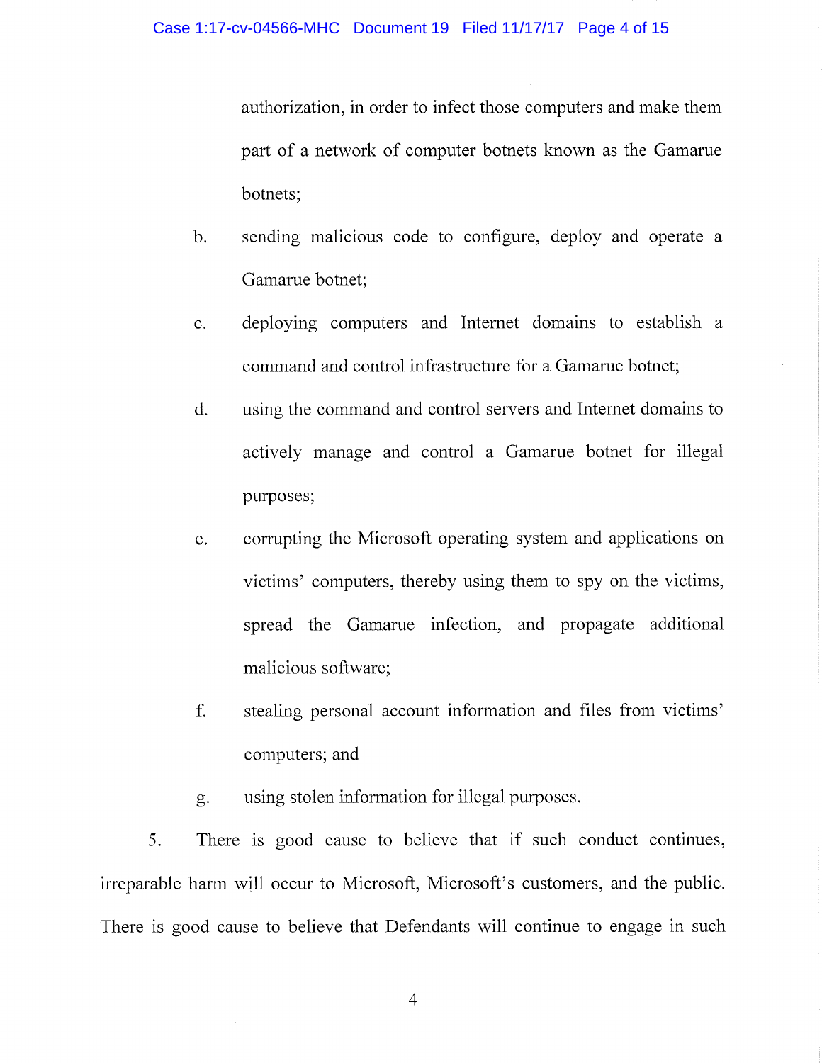authorization, in order to infect those computers and make them part of a network of computer botnets known as the Gamarue botnets;

b. sending malicious code to configure, deploy and operate a Gamarue botnet;

c. deploying computers and Internet domains to establish a command and control infrastructure for a Gamarue botnet;

d. using the command and control servers and Internet domains to actively manage and control a Gamarue botnet for illegal purposes;

e. corrupting the Microsoft operating system and applications on victims' computers, thereby using them to spy on the victims, spread the Gamarue infection, and propagate additional malicious software;

f. stealing personal account information and files from victims' computers; and

g. using stolen information for illegal purposes.

5. There is good cause to believe that if such conduct continues, irreparable harm will occur to Microsoft, Microsoft's customers, and the public. There is good cause to believe that Defendants will continue to engage in such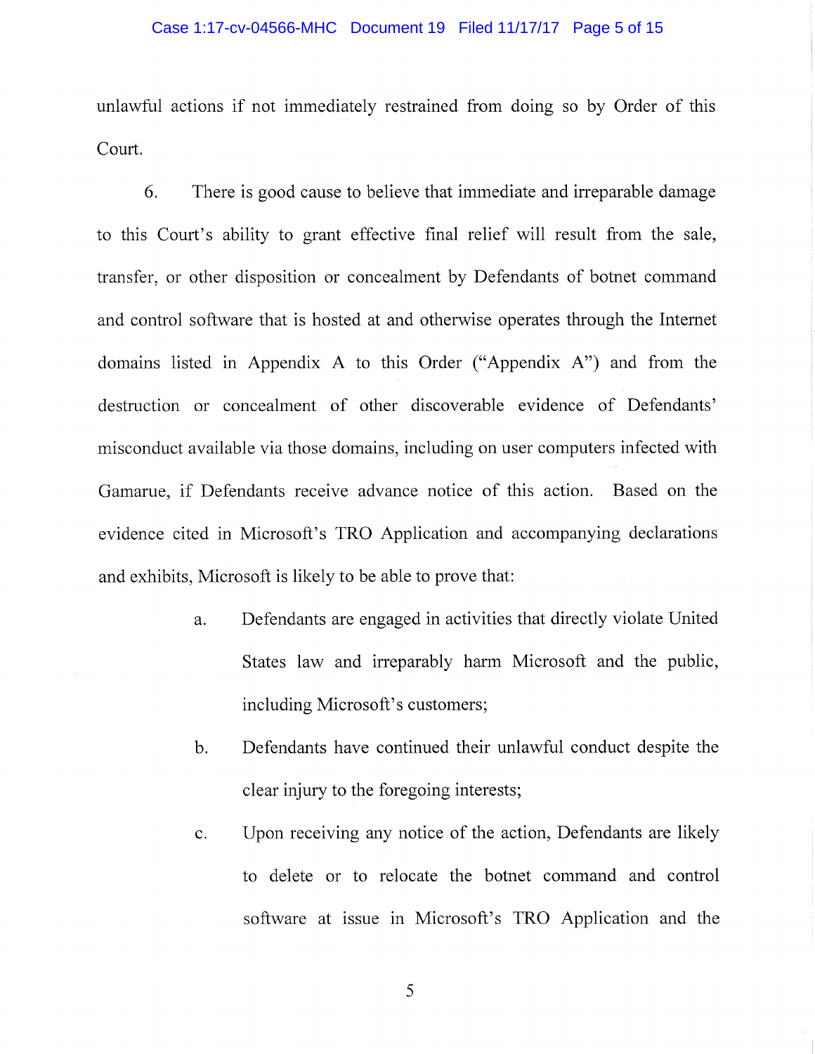unlawful actions if not immediately restrained from doing so by Order of this Court.

6. There is good cause to believe that immediate and irreparable damage to this Court's ability to grant effective final relief will result from the sale, transfer, or other disposition or concealment by Defendants of botnet command and control software that is hosted at and otherwise operates through the Internet domains listed in Appendix A to this Order ("Appendix A") and from the destruction or concealment of other discoverable evidence of Defendants' misconduct available via those domains, including on user computers infected with Gamarue, if Defendants receive advance notice of this action. Based on the evidence cited in Microsoft's TRO Application and accompanying declarations and exhibits, Microsoft is likely to be able to prove that:

a. Defendants are engaged in activities that directly violate United States law and irreparably harm Microsoft and the public, including Microsoft's customers;

b. Defendants have continued their unlawful conduct despite the clear injury to the foregoing interests;

c. Upon receiving any notice of the action, Defendants are likely to delete or to relocate the botnet command and control software at issue in Microsoft's TRO Application and the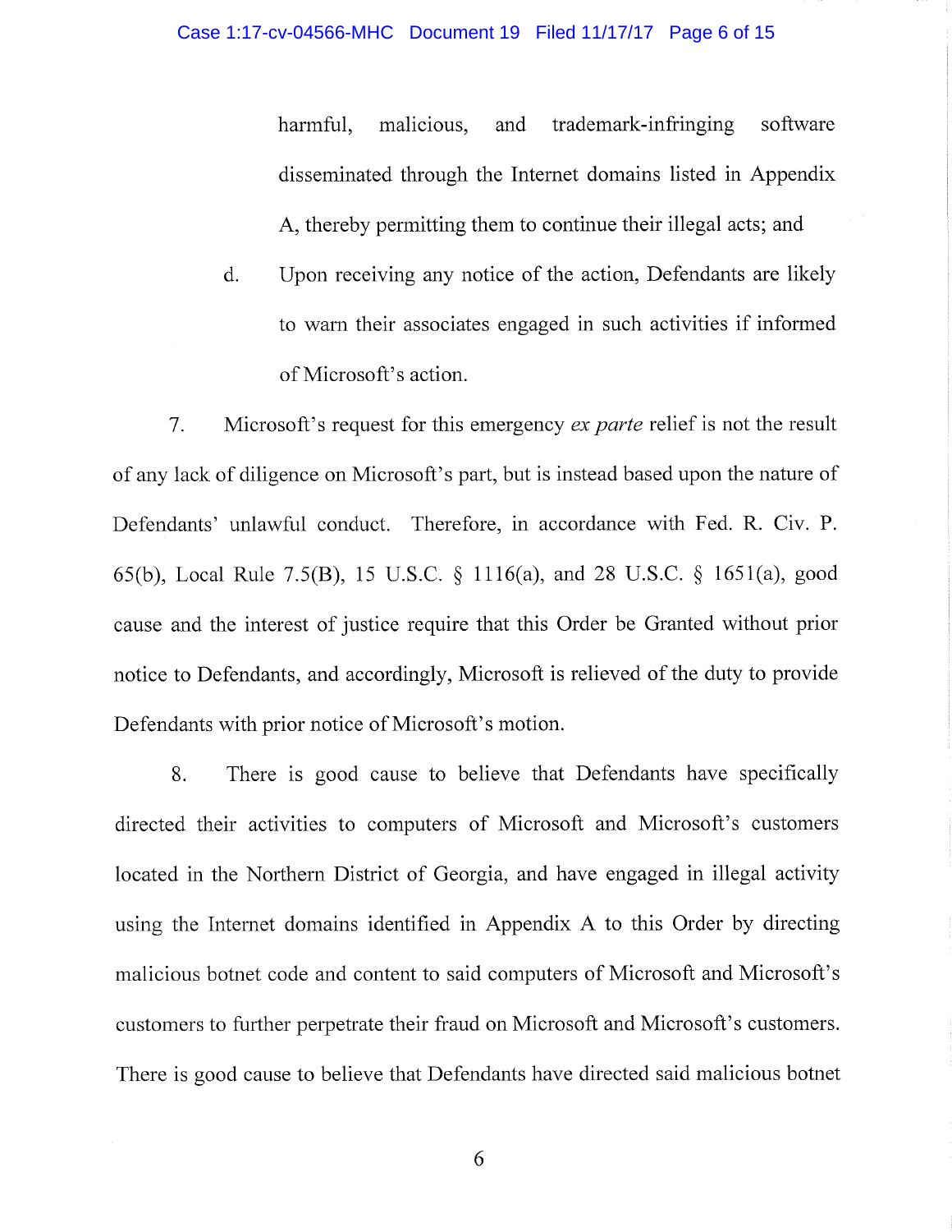harmful, malicious, and trademark-infringing software disseminated through the Internet domains listed in Appendix A, thereby permitting them to continue their illegal acts; and

d. Upon receiving any notice of the action, Defendants are likely to warn their associates engaged in such activities if informed of Microsoft's action.

7. Microsoft's request for this emergency *ex parte* relief is not the result of any lack of diligence on Microsoft's part, but is instead based upon the nature of Defendants' unlawful conduct. Therefore, in accordance with Fed. R. Civ. P. 65(b), Local Rule 7.5(B), 15 U.S.C. § 1116(a), and 28 U.S.C. § 1651(a), good cause and the interest of justice require that this Order be Granted without prior notice to Defendants, and accordingly, Microsoft is relieved of the duty to provide Defendants with prior notice of Microsoft's motion.

8. There is good cause to believe that Defendants have specifically directed their activities to computers of Microsoft and Microsoft's customers located in the Northern District of Georgia, and have engaged in illegal activity using the Internet domains identified in Appendix A to this Order by directing malicious botnet code and content to said computers of Microsoft and Microsoft's customers to further perpetrate their fraud on Microsoft and Microsoft's customers. There is good cause to believe that Defendants have directed said malicious botnet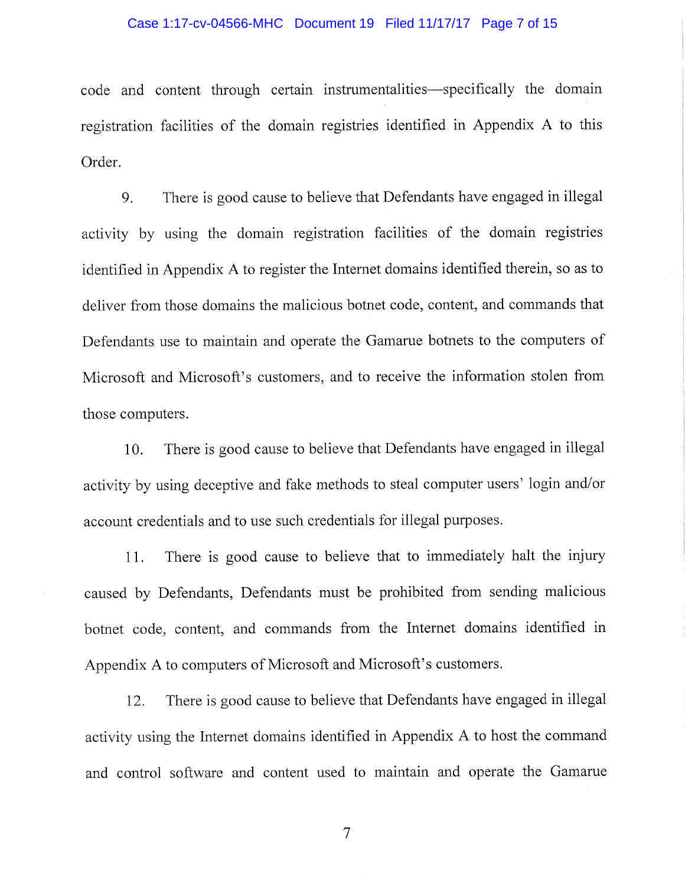code and content through certain instrumentalities—specifically the domain registration facilities of the domain registries identified in Appendix A to this Order.

9. There is good cause to believe that Defendants have engaged in illegal activity by using the domain registration facilities of the domain registries identified in Appendix A to register the Internet domains identified therein, so as to deliver from those domains the malicious botnet code, content, and commands that Defendants use to maintain and operate the Gamarue botnets to the computers of Microsoft and Microsoft's customers, and to receive the information stolen from those computers.

10. There is good cause to believe that Defendants have engaged in illegal activity by using deceptive and fake methods to steal computer users' login and/or account credentials and to use such credentials for illegal purposes.

11. There is good cause to believe that to immediately halt the injury caused by Defendants, Defendants must be prohibited from sending malicious botnet code, content, and commands from the Internet domains identified in Appendix A to computers of Microsoft and Microsoft's customers.

12. There is good cause to believe that Defendants have engaged in illegal activity using the Internet domains identified in Appendix A to host the command and control software and content used to maintain and operate the Gamarue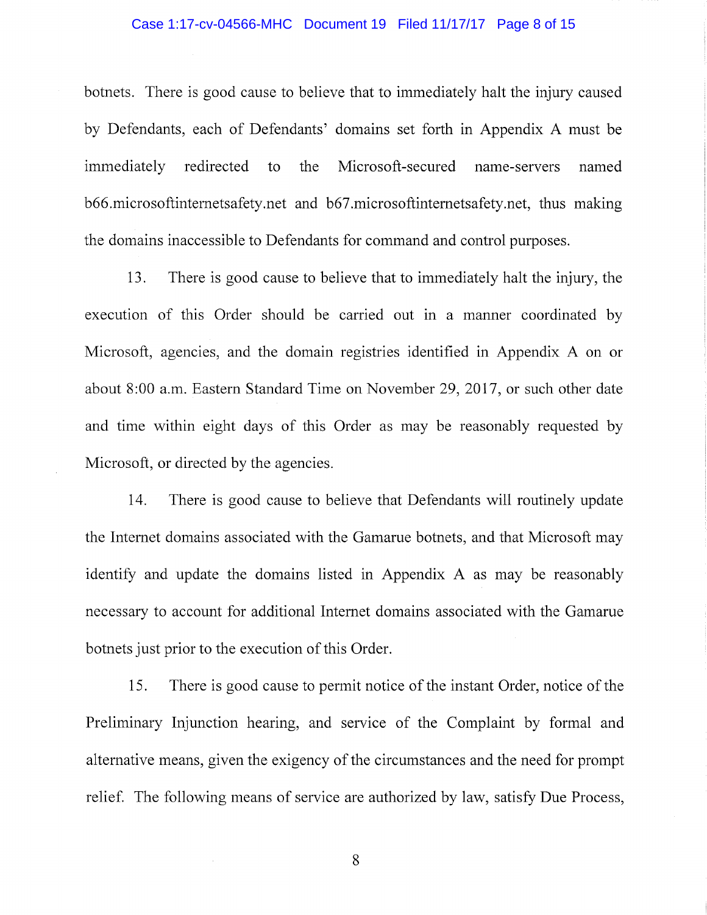botnets. There is good cause to believe that to immediately halt the injury caused by Defendants, each of Defendants' domains set forth in Appendix A must be immediately redirected to the Microsoft-secured name-servers named b66.microsoftinternetsafety.net and b67.microsoftinternetsafety.net, thus making the domains inaccessible to Defendants for command and control purposes.

13. There is good cause to believe that to immediately halt the injury, the execution of this Order should be carried out in a manner coordinated by Microsoft, agencies, and the domain registries identified in Appendix A on or about 8:00 a.m. Eastern Standard Time on November 29, 2017, or such other date and time within eight days of this Order as may be reasonably requested by Microsoft, or directed by the agencies.

14. There is good cause to believe that Defendants will routinely update the Internet domains associated with the Gamarue botnets, and that Microsoft may identify and update the domains listed in Appendix A as may be reasonably necessary to account for additional Internet domains associated with the Gamarue botnets just prior to the execution of this Order.

15. There is good cause to permit notice of the instant Order, notice of the Preliminary Injunction hearing, and service of the Complaint by formal and alternative means, given the exigency of the circumstances and the need for prompt relief. The following means of service are authorized by law, satisfy Due Process,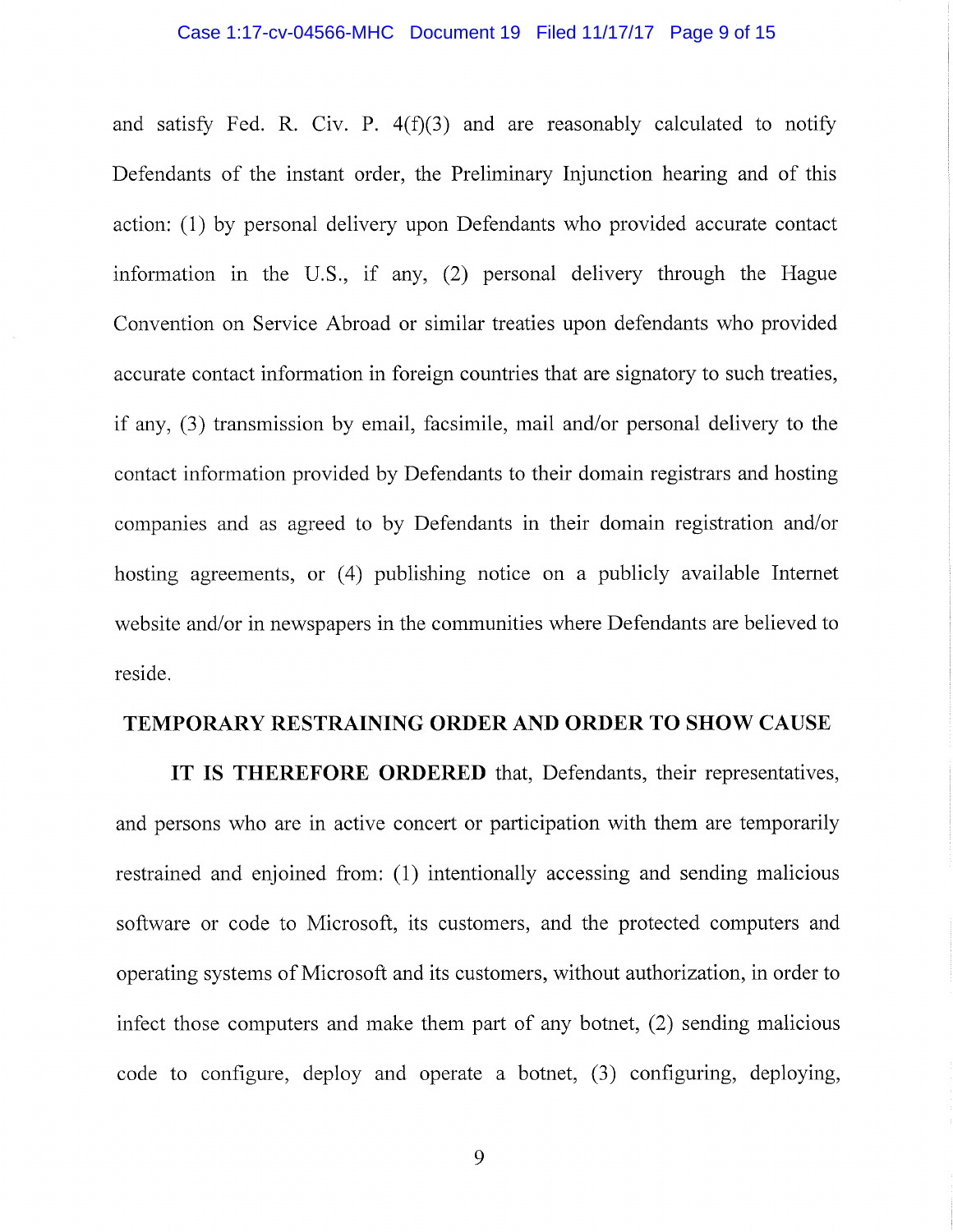and satisfy Fed. R. Civ. P. 4(f)(3) and are reasonably calculated to notify Defendants of the instant order, the Preliminary Injunction hearing and of this action: (1) by personal delivery upon Defendants who provided accurate contact information in the U.S., if any, (2) personal delivery through the Hague Convention on Service Abroad or similar treaties upon defendants who provided accurate contact information in foreign countries that are signatory to such treaties, if any, (3) transmission by email, facsimile, mail and/or personal delivery to the contact information provided by Defendants to their domain registrars and hosting companies and as agreed to by Defendants in their domain registration and/or hosting agreements, or (4) publishing notice on a publicly available Internet website and/or in newspapers in the communities where Defendants are believed to reside.

## TEMPORARY RESTRAINING ORDER AND ORDER TO SHOW CAUSE

**IT IS THEREFORE ORDERED** that, Defendants, their representatives, and persons who are in active concert or participation with them are temporarily restrained and enjoined from: (1) intentionally accessing and sending malicious software or code to Microsoft, its customers, and the protected computers and operating systems of Microsoft and its customers, without authorization, in order to infect those computers and make them part of any botnet, (2) sending malicious code to configure, deploy and operate a botnet, (3) configuring, deploying,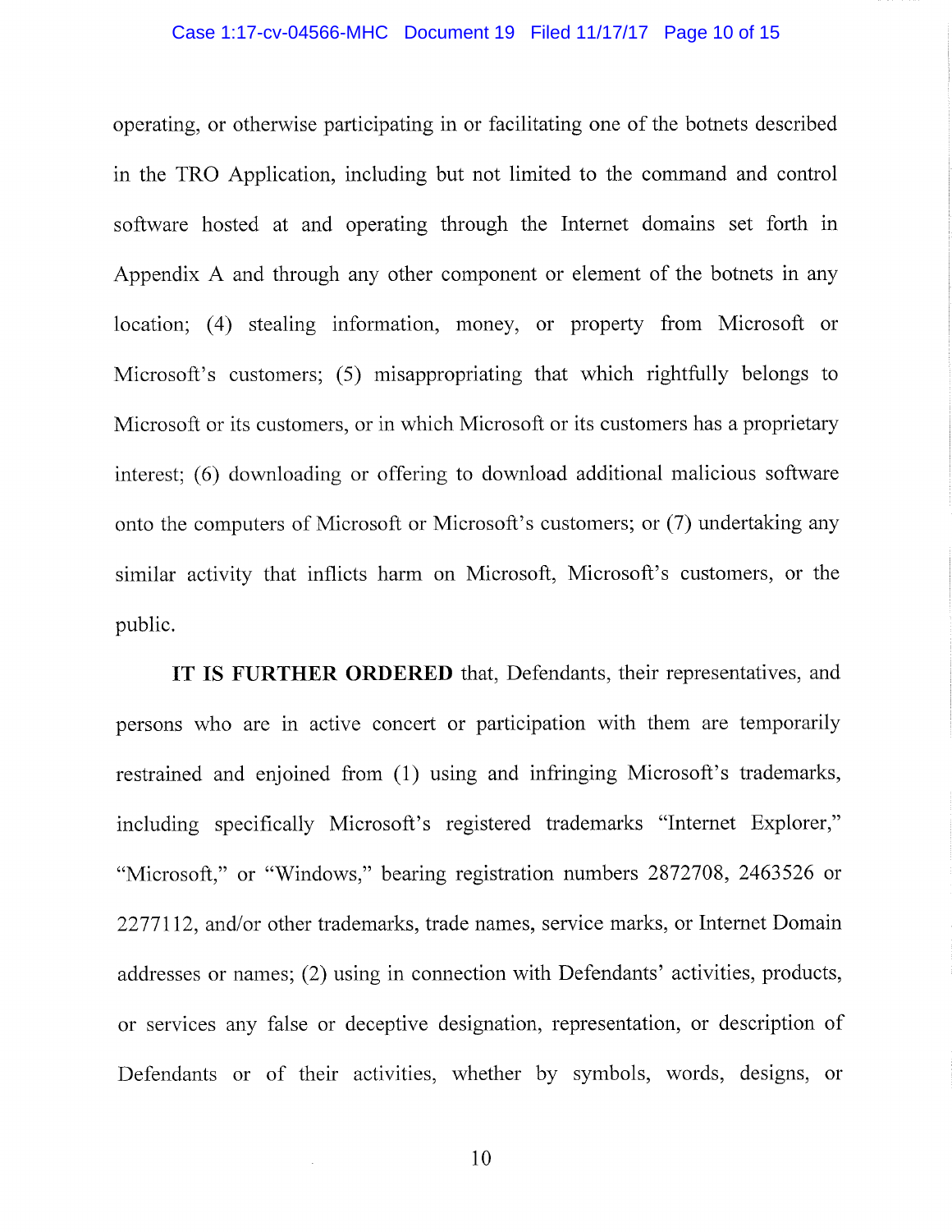operating, or otherwise participating in or facilitating one of the botnets described in the TRO Application, including but not limited to the command and control software hosted at and operating through the Internet domains set forth in Appendix A and through any other component or element of the botnets in any location; (4) stealing information, money, or property from Microsoft or Microsoft's customers; (5) misappropriating that which rightfully belongs to Microsoft or its customers, or in which Microsoft or its customers has a proprietary interest; (6) downloading or offering to download additional malicious software onto the computers of Microsoft or Microsoft's customers; or (7) undertaking any similar activity that inflicts harm on Microsoft, Microsoft's customers, or the public.

**IT IS FURTHER ORDERED** that, Defendants, their representatives, and persons who are in active concert or participation with them are temporarily restrained and enjoined from (1) using and infringing Microsoft's trademarks, including specifically Microsoft's registered trademarks "Internet Explorer," "Microsoft," or "Windows," bearing registration numbers 2872708, 2463526 or 2277112, and/or other trademarks, trade names, service marks, or Internet Domain addresses or names; (2) using in connection with Defendants' activities, products, or services any false or deceptive designation, representation, or description of Defendants or of their activities, whether by symbols, words, designs, or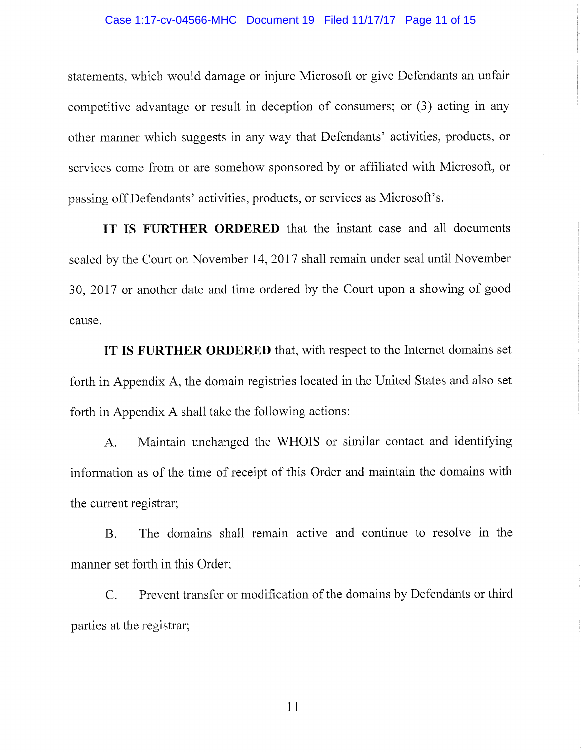statements, which would damage or injure Microsoft or give Defendants an unfair competitive advantage or result in deception of consumers; or (3) acting in any other manner which suggests in any way that Defendants' activities, products, or services come from or are somehow sponsored by or affiliated with Microsoft, or passing off Defendants' activities, products, or services as Microsoft's.

**IT IS FURTHER ORDERED** that the instant case and all documents sealed by the Court on November 14, 2017 shall remain under seal until November 30, 2017 or another date and time ordered by the Court upon a showing of good cause.

**IT IS FURTHER ORDERED** that, with respect to the Internet domains set forth in Appendix A, the domain registries located in the United States and also set forth in Appendix A shall take the following actions:

A. Maintain unchanged the WHOIS or similar contact and identifying information as of the time of receipt of this Order and maintain the domains with the current registrar;

B. The domains shall remain active and continue to resolve in the manner set forth in this Order;

C. Prevent transfer or modification of the domains by Defendants or third parties at the registrar;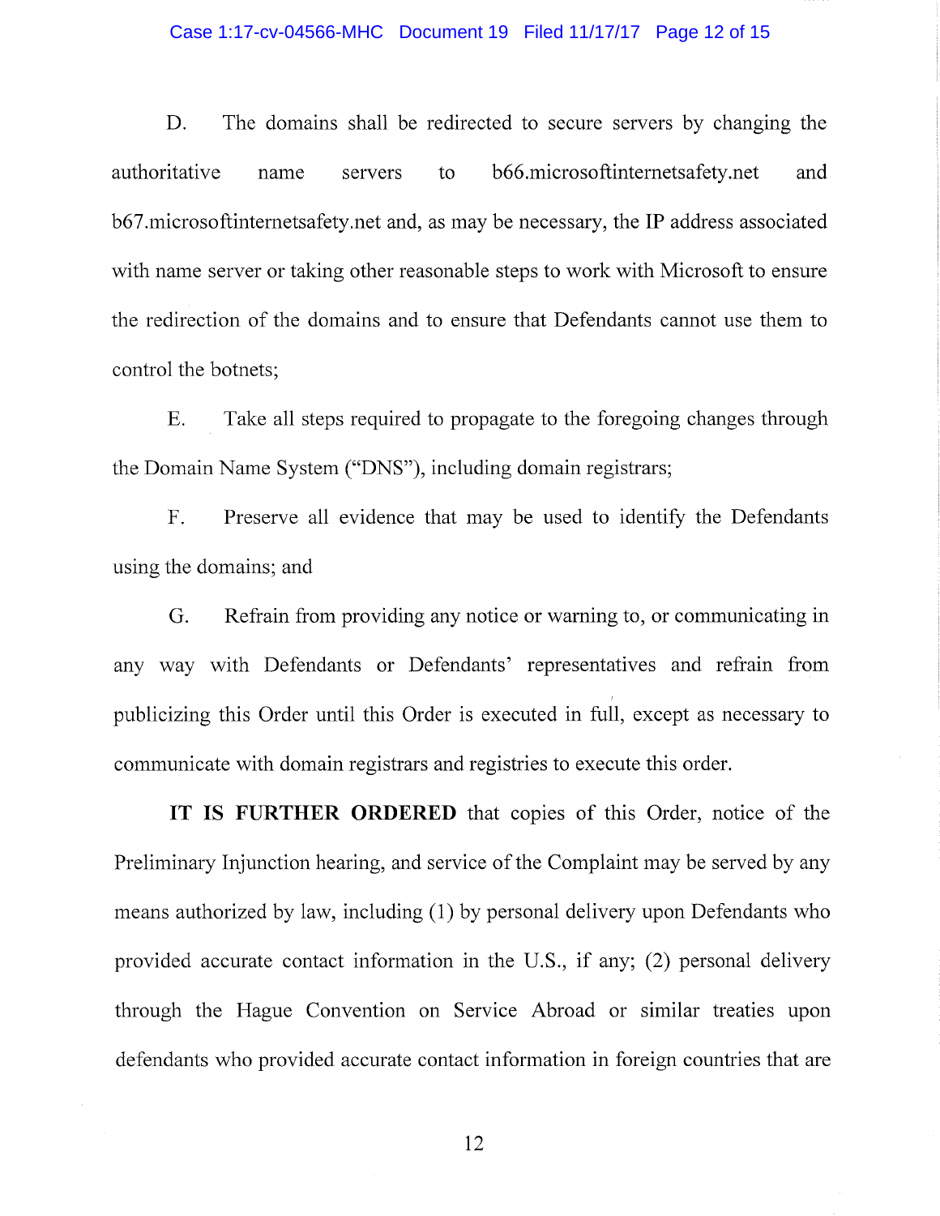D. The domains shall be redirected to secure servers by changing the authoritative name servers to b66.microsoftinternetsafety.net and b67.microsoftinternetsafety.net and, as may be necessary, the IP address associated with name server or taking other reasonable steps to work with Microsoft to ensure the redirection of the domains and to ensure that Defendants cannot use them to control the botnets;

E. Take all steps required to propagate to the foregoing changes through the Domain Name System ("DNS"), including domain registrars;

F. Preserve all evidence that may be used to identify the Defendants using the domains; and

G. Refrain from providing any notice or warning to, or communicating in any way with Defendants or Defendants' representatives and refrain from publicizing this Order until this Order is executed in full, except as necessary to communicate with domain registrars and registries to execute this order.

**IT IS FURTHER ORDERED** that copies of this Order, notice of the Preliminary Injunction hearing, and service of the Complaint may be served by any means authorized by law, including (1) by personal delivery upon Defendants who provided accurate contact information in the U.S., if any; (2) personal delivery through the Hague Convention on Service Abroad or similar treaties upon defendants who provided accurate contact information in foreign countries that are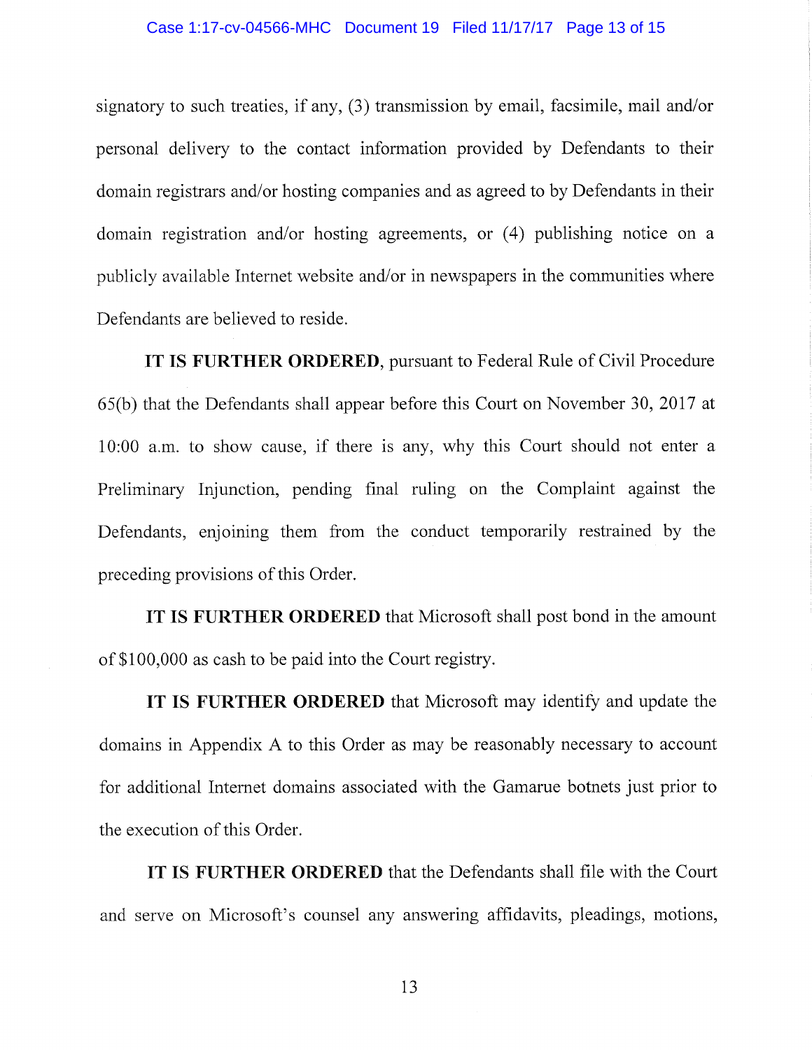signatory to such treaties, if any, (3) transmission by email, facsimile, mail and/or personal delivery to the contact information provided by Defendants to their domain registrars and/or hosting companies and as agreed to by Defendants in their domain registration and/or hosting agreements, or (4) publishing notice on a publicly available Internet website and/or in newspapers in the communities where Defendants are believed to reside.

**IT IS FURTHER ORDERED**, pursuant to Federal Rule of Civil Procedure 65(b) that the Defendants shall appear before this Court on November 30, 2017 at 10:00 a.m. to show cause, if there is any, why this Court should not enter a Preliminary Injunction, pending final ruling on the Complaint against the Defendants, enjoining them from the conduct temporarily restrained by the preceding provisions of this Order.

**IT IS FURTHER ORDERED** that Microsoft shall post bond in the amount of $100,000 as cash to be paid into the Court registry.

**IT IS FURTHER ORDERED** that Microsoft may identify and update the domains in Appendix A to this Order as may be reasonably necessary to account for additional Internet domains associated with the Gamarue botnets just prior to the execution of this Order.

**IT IS FURTHER ORDERED** that the Defendants shall file with the Court and serve on Microsoft's counsel any answering affidavits, pleadings, motions,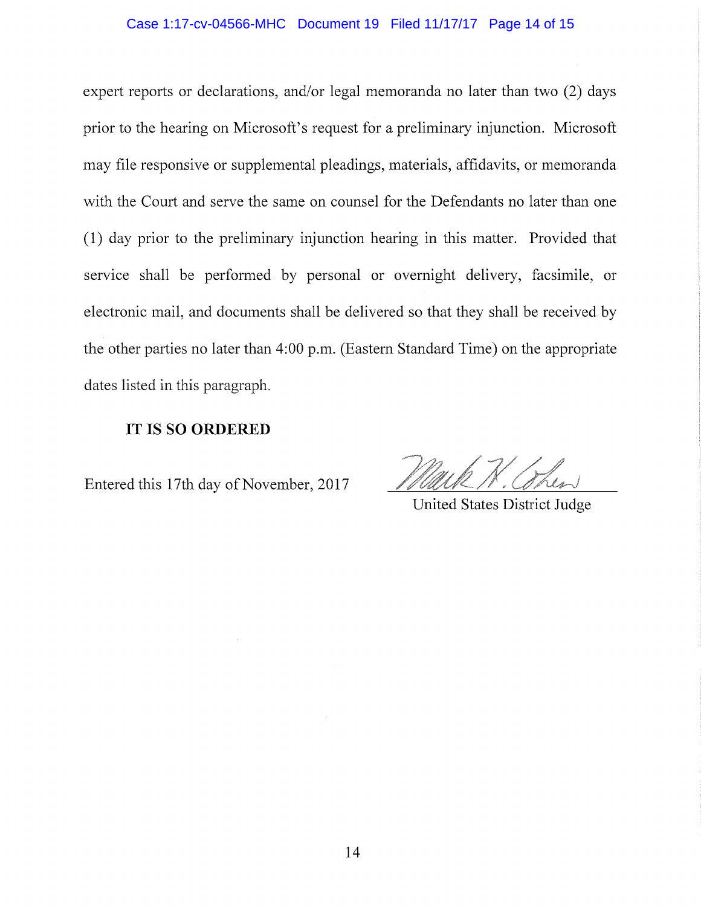expert reports or declarations, and/or legal memoranda no later than two (2) days prior to the hearing on Microsoft's request for a preliminary injunction. Microsoft may file responsive or supplemental pleadings, materials, affidavits, or memoranda with the Court and serve the same on counsel for the Defendants no later than one (1) day prior to the preliminary injunction hearing in this matter. Provided that service shall be performed by personal or overnight delivery, facsimile, or electronic mail, and documents shall be delivered so that they shall be received by the other parties no later than 4:00 p.m. (Eastern Standard Time) on the appropriate dates listed in this paragraph.

**IT IS SO ORDERED**

Entered this 17th day of November, 2017

United States District Judge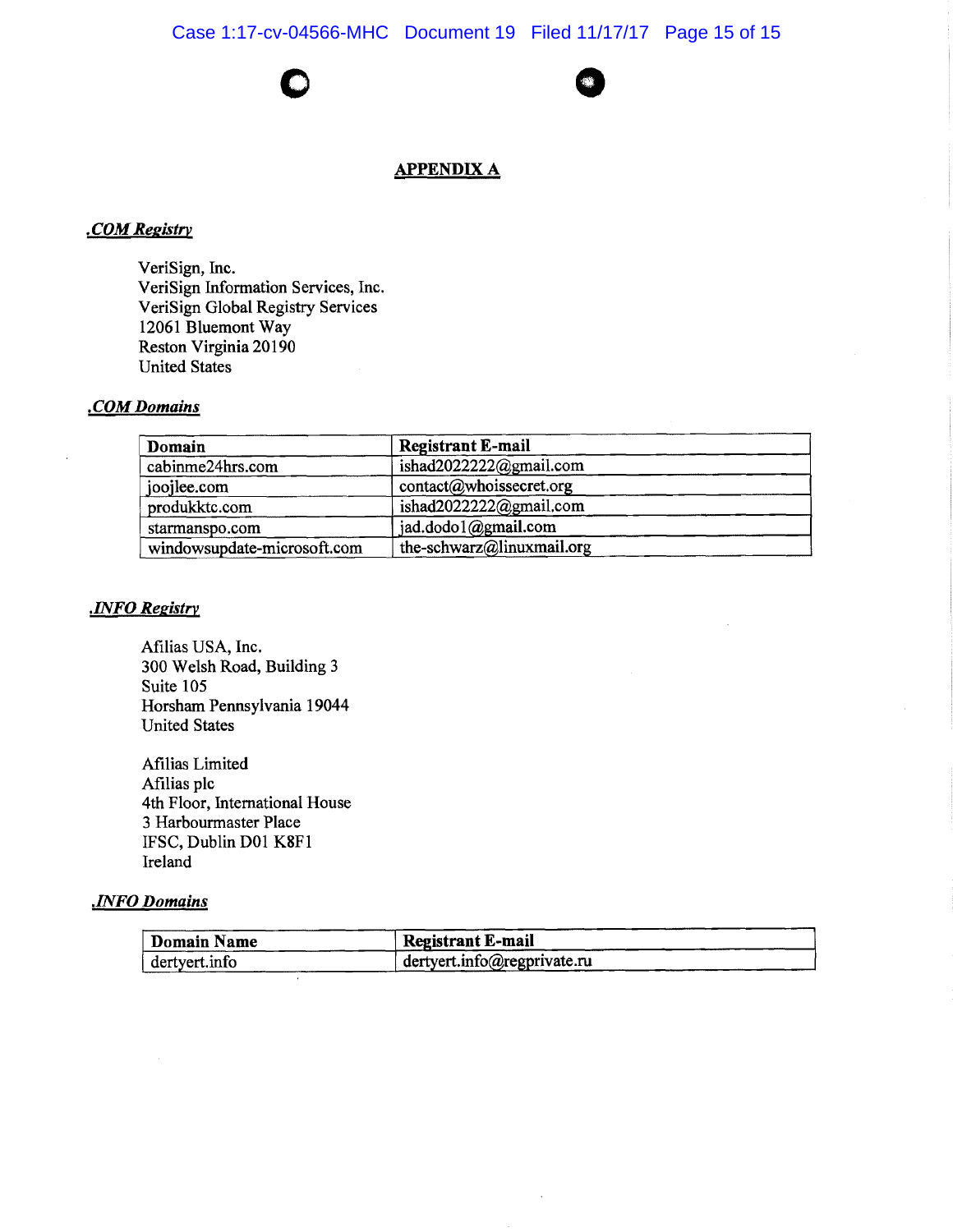## APPENDIX A

***.COM Registry***

VeriSign, Inc.
VeriSign Information Services, Inc.
VeriSign Global Registry Services
12061 Bluemont Way
Reston Virginia 20190
United States

***.COM Domains***

| Domain | Registrant E-mail |
|---|---|
| cabinme24hrs.com | ishad2022222@gmail.com |
| joojlee.com | contact@whoissecret.org |
| produkktc.com | ishad2022222@gmail.com |
| starmanspo.com | jad.dodo1@gmail.com |
| windowsupdate-microsoft.com | the-schwarz@linuxmail.org |

***.INFO Registry***

Afilias USA, Inc.
300 Welsh Road, Building 3
Suite 105
Horsham Pennsylvania 19044
United States

Afilias Limited
Afilias plc
4th Floor, International House
3 Harbourmaster Place
IFSC, Dublin D01 K8F1
Ireland

***.INFO Domains***

| Domain Name | Registrant E-mail |
|---|---|
| dertyert.info | dertyert.info@regprivate.ru |